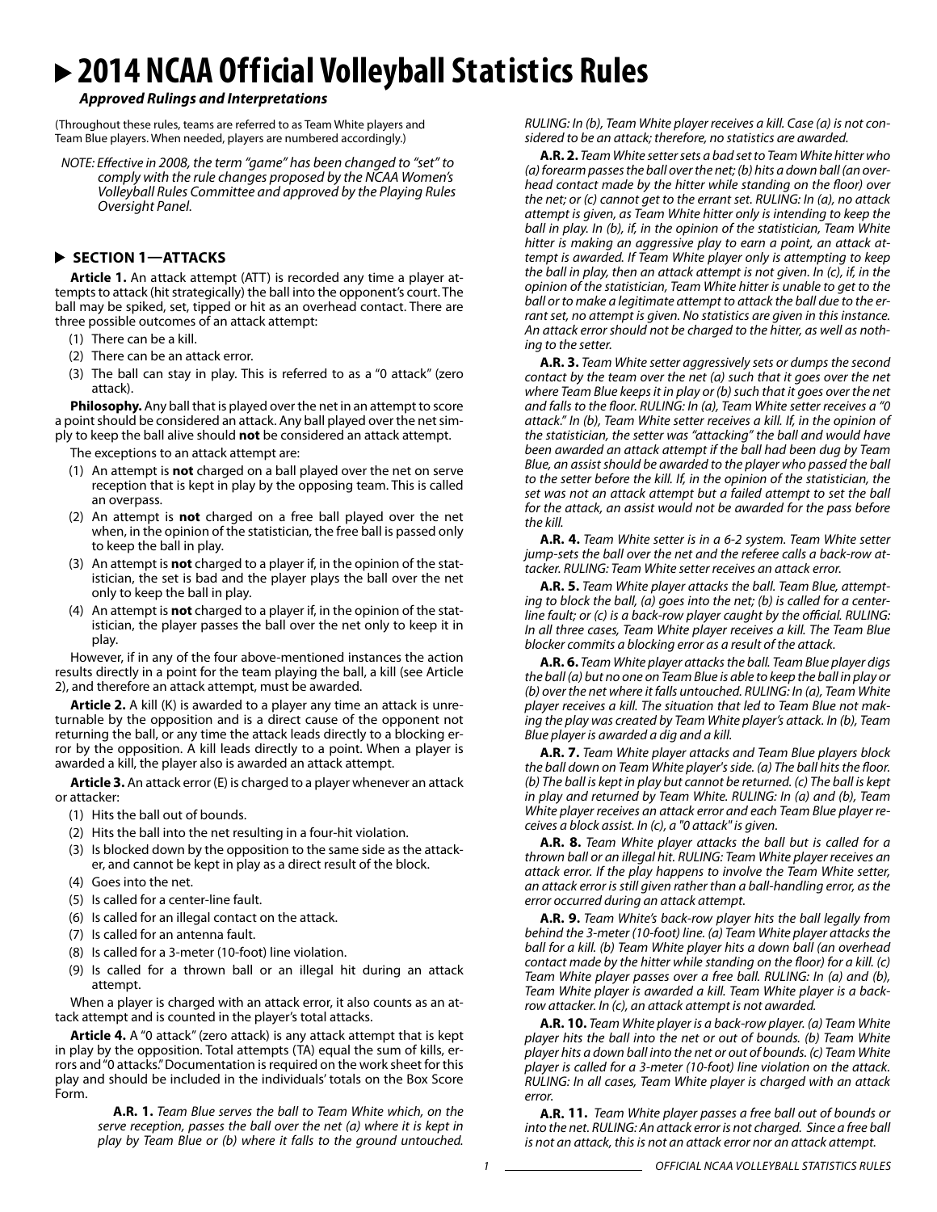# 2014 NCAA Official Volleyball Statistics Rules

***Approved Rulings and Interpretations***

(Throughout these rules, teams are referred to as Team White players and Team Blue players. When needed, players are numbered accordingly.)

*NOTE: Effective in 2008, the term "game" has been changed to "set" to comply with the rule changes proposed by the NCAA Women's Volleyball Rules Committee and approved by the Playing Rules Oversight Panel.*

## SECTION 1—ATTACKS

**Article 1.** An attack attempt (ATT) is recorded any time a player attempts to attack (hit strategically) the ball into the opponent's court. The ball may be spiked, set, tipped or hit as an overhead contact. There are three possible outcomes of an attack attempt:

(1) There can be a kill.
(2) There can be an attack error.
(3) The ball can stay in play. This is referred to as a "0 attack" (zero attack).

**Philosophy.** Any ball that is played over the net in an attempt to score a point should be considered an attack. Any ball played over the net simply to keep the ball alive should **not** be considered an attack attempt.

The exceptions to an attack attempt are:

(1) An attempt is **not** charged on a ball played over the net on serve reception that is kept in play by the opposing team. This is called an overpass.
(2) An attempt is **not** charged on a free ball played over the net when, in the opinion of the statistician, the free ball is passed only to keep the ball in play.
(3) An attempt is **not** charged to a player if, in the opinion of the statistician, the set is bad and the player plays the ball over the net only to keep the ball in play.
(4) An attempt is **not** charged to a player if, in the opinion of the statistician, the player passes the ball over the net only to keep it in play.

However, if in any of the four above-mentioned instances the action results directly in a point for the team playing the ball, a kill (see Article 2), and therefore an attack attempt, must be awarded.

**Article 2.** A kill (K) is awarded to a player any time an attack is unreturnable by the opposition and is a direct cause of the opponent not returning the ball, or any time the attack leads directly to a blocking error by the opposition. A kill leads directly to a point. When a player is awarded a kill, the player also is awarded an attack attempt.

**Article 3.** An attack error (E) is charged to a player whenever an attack or attacker:

(1) Hits the ball out of bounds.
(2) Hits the ball into the net resulting in a four-hit violation.
(3) Is blocked down by the opposition to the same side as the attacker, and cannot be kept in play as a direct result of the block.
(4) Goes into the net.
(5) Is called for a center-line fault.
(6) Is called for an illegal contact on the attack.
(7) Is called for an antenna fault.
(8) Is called for a 3-meter (10-foot) line violation.
(9) Is called for a thrown ball or an illegal hit during an attack attempt.

When a player is charged with an attack error, it also counts as an attack attempt and is counted in the player's total attacks.

**Article 4.** A "0 attack" (zero attack) is any attack attempt that is kept in play by the opposition. Total attempts (TA) equal the sum of kills, errors and "0 attacks." Documentation is required on the work sheet for this play and should be included in the individuals' totals on the Box Score Form.

**A.R. 1.** *Team Blue serves the ball to Team White which, on the serve reception, passes the ball over the net (a) where it is kept in play by Team Blue or (b) where it falls to the ground untouched. RULING: In (b), Team White player receives a kill. Case (a) is not considered to be an attack; therefore, no statistics are awarded.*

**A.R. 2.** *Team White setter sets a bad set to Team White hitter who (a) forearm passes the ball over the net; (b) hits a down ball (an overhead contact made by the hitter while standing on the floor) over the net; or (c) cannot get to the errant set. RULING: In (a), no attack attempt is given, as Team White hitter only is intending to keep the ball in play. In (b), if, in the opinion of the statistician, Team White hitter is making an aggressive play to earn a point, an attack attempt is awarded. If Team White player only is attempting to keep the ball in play, then an attack attempt is not given. In (c), if, in the opinion of the statistician, Team White hitter is unable to get to the ball or to make a legitimate attempt to attack the ball due to the errant set, no attempt is given. No statistics are given in this instance. An attack error should not be charged to the hitter, as well as nothing to the setter.*

**A.R. 3.** *Team White setter aggressively sets or dumps the second contact by the team over the net (a) such that it goes over the net where Team Blue keeps it in play or (b) such that it goes over the net and falls to the floor. RULING: In (a), Team White setter receives a "0 attack." In (b), Team White setter receives a kill. If, in the opinion of the statistician, the setter was "attacking" the ball and would have been awarded an attack attempt if the ball had been dug by Team Blue, an assist should be awarded to the player who passed the ball to the setter before the kill. If, in the opinion of the statistician, the set was not an attack attempt but a failed attempt to set the ball for the attack, an assist would not be awarded for the pass before the kill.*

**A.R. 4.** *Team White setter is in a 6-2 system. Team White setter jump-sets the ball over the net and the referee calls a back-row attacker. RULING: Team White setter receives an attack error.*

**A.R. 5.** *Team White player attacks the ball. Team Blue, attempting to block the ball, (a) goes into the net; (b) is called for a centerline fault; or (c) is a back-row player caught by the official. RULING: In all three cases, Team White player receives a kill. The Team Blue blocker commits a blocking error as a result of the attack.*

**A.R. 6.** *Team White player attacks the ball. Team Blue player digs the ball (a) but no one on Team Blue is able to keep the ball in play or (b) over the net where it falls untouched. RULING: In (a), Team White player receives a kill. The situation that led to Team Blue not making the play was created by Team White player's attack. In (b), Team Blue player is awarded a dig and a kill.*

**A.R. 7.** *Team White player attacks and Team Blue players block the ball down on Team White player's side. (a) The ball hits the floor. (b) The ball is kept in play but cannot be returned. (c) The ball is kept in play and returned by Team White. RULING: In (a) and (b), Team White player receives an attack error and each Team Blue player receives a block assist. In (c), a "0 attack" is given.*

**A.R. 8.** *Team White player attacks the ball but is called for a thrown ball or an illegal hit. RULING: Team White player receives an attack error. If the play happens to involve the Team White setter, an attack error is still given rather than a ball-handling error, as the error occurred during an attack attempt.*

**A.R. 9.** *Team White's back-row player hits the ball legally from behind the 3-meter (10-foot) line. (a) Team White player attacks the ball for a kill. (b) Team White player hits a down ball (an overhead contact made by the hitter while standing on the floor) for a kill. (c) Team White player passes over a free ball. RULING: In (a) and (b), Team White player is awarded a kill. Team White player is a back-row attacker. In (c), an attack attempt is not awarded.*

**A.R. 10.** *Team White player is a back-row player. (a) Team White player hits the ball into the net or out of bounds. (b) Team White player hits a down ball into the net or out of bounds. (c) Team White player is called for a 3-meter (10-foot) line violation on the attack. RULING: In all cases, Team White player is charged with an attack error.*

**A.R. 11.** *Team White player passes a free ball out of bounds or into the net. RULING: An attack error is not charged. Since a free ball is not an attack, this is not an attack error nor an attack attempt.*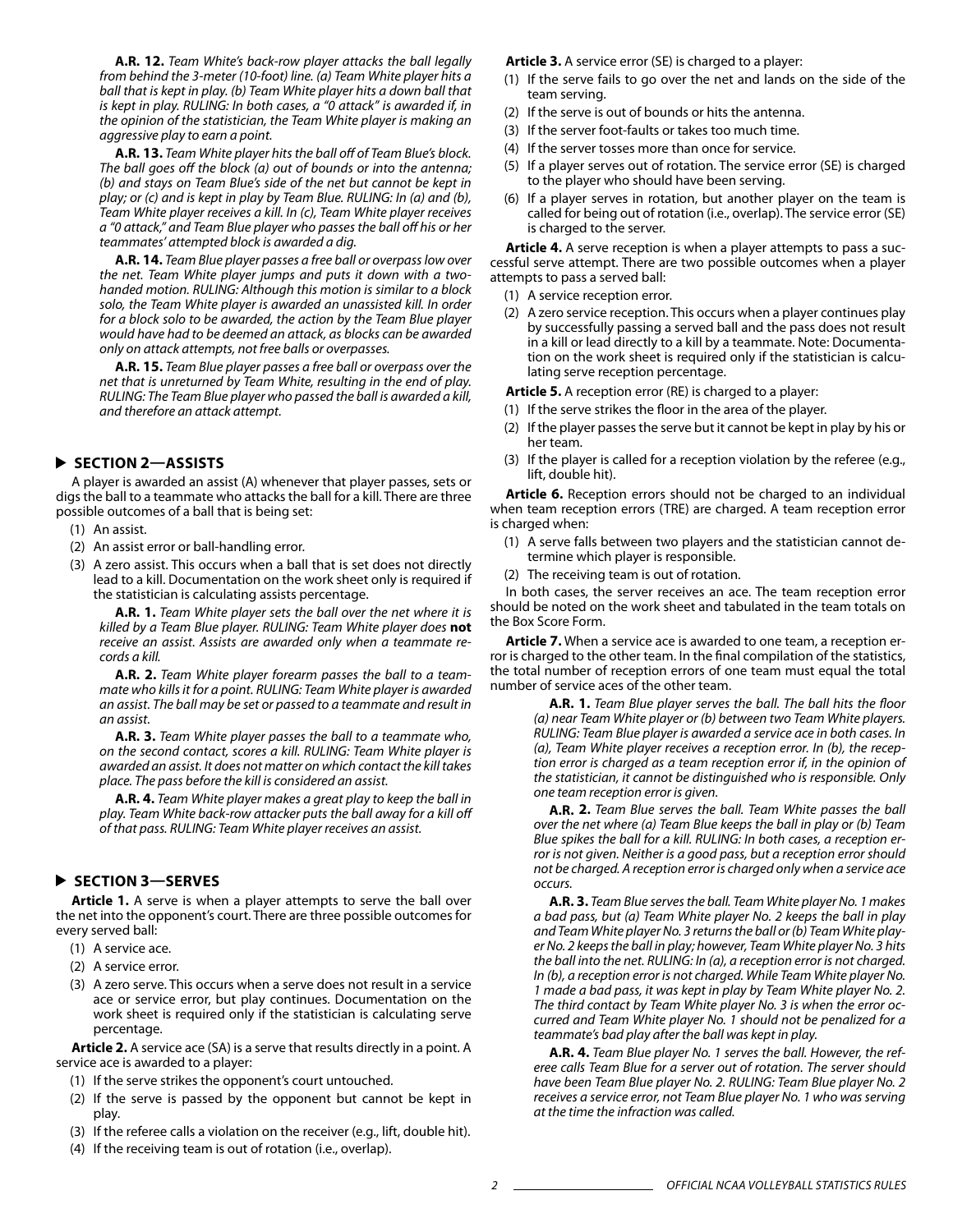**A.R. 12.** *Team White's back-row player attacks the ball legally from behind the 3-meter (10-foot) line. (a) Team White player hits a ball that is kept in play. (b) Team White player hits a down ball that is kept in play. RULING: In both cases, a "0 attack" is awarded if, in the opinion of the statistician, the Team White player is making an aggressive play to earn a point.*

**A.R. 13.** *Team White player hits the ball off of Team Blue's block. The ball goes off the block (a) out of bounds or into the antenna; (b) and stays on Team Blue's side of the net but cannot be kept in play; or (c) and is kept in play by Team Blue. RULING: In (a) and (b), Team White player receives a kill. In (c), Team White player receives a "0 attack," and Team Blue player who passes the ball off his or her teammates' attempted block is awarded a dig.*

**A.R. 14.** *Team Blue player passes a free ball or overpass low over the net. Team White player jumps and puts it down with a two-handed motion. RULING: Although this motion is similar to a block solo, the Team White player is awarded an unassisted kill. In order for a block solo to be awarded, the action by the Team Blue player would have had to be deemed an attack, as blocks can be awarded only on attack attempts, not free balls or overpasses.*

**A.R. 15.** *Team Blue player passes a free ball or overpass over the net that is unreturned by Team White, resulting in the end of play. RULING: The Team Blue player who passed the ball is awarded a kill, and therefore an attack attempt.*

## SECTION 2—ASSISTS

A player is awarded an assist (A) whenever that player passes, sets or digs the ball to a teammate who attacks the ball for a kill. There are three possible outcomes of a ball that is being set:

(1) An assist.
(2) An assist error or ball-handling error.
(3) A zero assist. This occurs when a ball that is set does not directly lead to a kill. Documentation on the work sheet only is required if the statistician is calculating assists percentage.

**A.R. 1.** *Team White player sets the ball over the net where it is killed by a Team Blue player. RULING: Team White player does* **not** *receive an assist. Assists are awarded only when a teammate records a kill.*

**A.R. 2.** *Team White player forearm passes the ball to a teammate who kills it for a point. RULING: Team White player is awarded an assist. The ball may be set or passed to a teammate and result in an assist.*

**A.R. 3.** *Team White player passes the ball to a teammate who, on the second contact, scores a kill. RULING: Team White player is awarded an assist. It does not matter on which contact the kill takes place. The pass before the kill is considered an assist.*

**A.R. 4.** *Team White player makes a great play to keep the ball in play. Team White back-row attacker puts the ball away for a kill off of that pass. RULING: Team White player receives an assist.*

## SECTION 3—SERVES

**Article 1.** A serve is when a player attempts to serve the ball over the net into the opponent's court. There are three possible outcomes for every served ball:

(1) A service ace.
(2) A service error.
(3) A zero serve. This occurs when a serve does not result in a service ace or service error, but play continues. Documentation on the work sheet is required only if the statistician is calculating serve percentage.

**Article 2.** A service ace (SA) is a serve that results directly in a point. A service ace is awarded to a player:

(1) If the serve strikes the opponent's court untouched.
(2) If the serve is passed by the opponent but cannot be kept in play.
(3) If the referee calls a violation on the receiver (e.g., lift, double hit).
(4) If the receiving team is out of rotation (i.e., overlap).

**Article 3.** A service error (SE) is charged to a player:

(1) If the serve fails to go over the net and lands on the side of the team serving.
(2) If the serve is out of bounds or hits the antenna.
(3) If the server foot-faults or takes too much time.
(4) If the server tosses more than once for service.
(5) If a player serves out of rotation. The service error (SE) is charged to the player who should have been serving.
(6) If a player serves in rotation, but another player on the team is called for being out of rotation (i.e., overlap). The service error (SE) is charged to the server.

**Article 4.** A serve reception is when a player attempts to pass a successful serve attempt. There are two possible outcomes when a player attempts to pass a served ball:

(1) A service reception error.
(2) A zero service reception. This occurs when a player continues play by successfully passing a served ball and the pass does not result in a kill or lead directly to a kill by a teammate. Note: Documentation on the work sheet is required only if the statistician is calculating serve reception percentage.

**Article 5.** A reception error (RE) is charged to a player:

(1) If the serve strikes the floor in the area of the player.
(2) If the player passes the serve but it cannot be kept in play by his or her team.
(3) If the player is called for a reception violation by the referee (e.g., lift, double hit).

**Article 6.** Reception errors should not be charged to an individual when team reception errors (TRE) are charged. A team reception error is charged when:

(1) A serve falls between two players and the statistician cannot determine which player is responsible.
(2) The receiving team is out of rotation.

In both cases, the server receives an ace. The team reception error should be noted on the work sheet and tabulated in the team totals on the Box Score Form.

**Article 7.** When a service ace is awarded to one team, a reception error is charged to the other team. In the final compilation of the statistics, the total number of reception errors of one team must equal the total number of service aces of the other team.

**A.R. 1.** *Team Blue player serves the ball. The ball hits the floor (a) near Team White player or (b) between two Team White players. RULING: Team Blue player is awarded a service ace in both cases. In (a), Team White player receives a reception error. In (b), the reception error is charged as a team reception error if, in the opinion of the statistician, it cannot be distinguished who is responsible. Only one team reception error is given.*

**A.R. 2.** *Team Blue serves the ball. Team White passes the ball over the net where (a) Team Blue keeps the ball in play or (b) Team Blue spikes the ball for a kill. RULING: In both cases, a reception error is not given. Neither is a good pass, but a reception error should not be charged. A reception error is charged only when a service ace occurs.*

**A.R. 3.** *Team Blue serves the ball. Team White player No. 1 makes a bad pass, but (a) Team White player No. 2 keeps the ball in play and Team White player No. 3 returns the ball or (b) Team White player No. 2 keeps the ball in play; however, Team White player No. 3 hits the ball into the net. RULING: In (a), a reception error is not charged. In (b), a reception error is not charged. While Team White player No. 1 made a bad pass, it was kept in play by Team White player No. 2. The third contact by Team White player No. 3 is when the error occurred and Team White player No. 1 should not be penalized for a teammate's bad play after the ball was kept in play.*

**A.R. 4.** *Team Blue player No. 1 serves the ball. However, the referee calls Team Blue for a server out of rotation. The server should have been Team Blue player No. 2. RULING: Team Blue player No. 2 receives a service error, not Team Blue player No. 1 who was serving at the time the infraction was called.*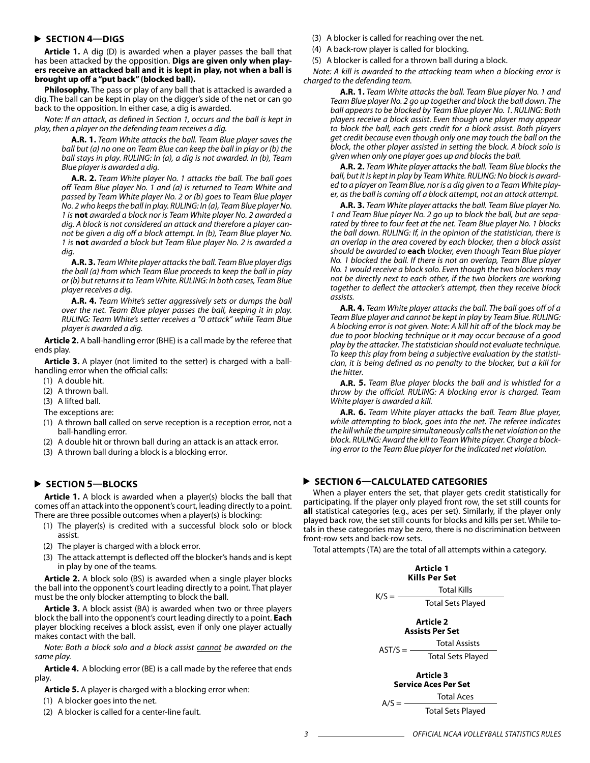### ▶ SECTION 4—DIGS

**Article 1.** A dig (D) is awarded when a player passes the ball that has been attacked by the opposition. **Digs are given only when players receive an attacked ball and it is kept in play, not when a ball is brought up off a "put back" (blocked ball).**

**Philosophy.** The pass or play of any ball that is attacked is awarded a dig. The ball can be kept in play on the digger's side of the net or can go back to the opposition. In either case, a dig is awarded.

*Note: If an attack, as defined in Section 1, occurs and the ball is kept in play, then a player on the defending team receives a dig.*

> **A.R. 1.** *Team White attacks the ball. Team Blue player saves the ball but (a) no one on Team Blue can keep the ball in play or (b) the ball stays in play. RULING: In (a), a dig is not awarded. In (b), Team Blue player is awarded a dig.*
>
> **A.R. 2.** *Team White player No. 1 attacks the ball. The ball goes off Team Blue player No. 1 and (a) is returned to Team White and passed by Team White player No. 2 or (b) goes to Team Blue player No. 2 who keeps the ball in play. RULING: In (a), Team Blue player No. 1 is* **not** *awarded a block nor is Team White player No. 2 awarded a dig. A block is not considered an attack and therefore a player cannot be given a dig off a block attempt. In (b), Team Blue player No. 1 is* **not** *awarded a block but Team Blue player No. 2 is awarded a dig.*
>
> **A.R. 3.** *Team White player attacks the ball. Team Blue player digs the ball (a) from which Team Blue proceeds to keep the ball in play or (b) but returns it to Team White. RULING: In both cases, Team Blue player receives a dig.*
>
> **A.R. 4.** *Team White's setter aggressively sets or dumps the ball over the net. Team Blue player passes the ball, keeping it in play. RULING: Team White's setter receives a "0 attack" while Team Blue player is awarded a dig.*

**Article 2.** A ball-handling error (BHE) is a call made by the referee that ends play.

**Article 3.** A player (not limited to the setter) is charged with a ball-handling error when the official calls:

(1) A double hit.
(2) A thrown ball.
(3) A lifted ball.

The exceptions are:

(1) A thrown ball called on serve reception is a reception error, not a ball-handling error.
(2) A double hit or thrown ball during an attack is an attack error.
(3) A thrown ball during a block is a blocking error.

### ▶ SECTION 5—BLOCKS

**Article 1.** A block is awarded when a player(s) blocks the ball that comes off an attack into the opponent's court, leading directly to a point. There are three possible outcomes when a player(s) is blocking:

(1) The player(s) is credited with a successful block solo or block assist.
(2) The player is charged with a block error.
(3) The attack attempt is deflected off the blocker's hands and is kept in play by one of the teams.

**Article 2.** A block solo (BS) is awarded when a single player blocks the ball into the opponent's court leading directly to a point. That player must be the only blocker attempting to block the ball.

**Article 3.** A block assist (BA) is awarded when two or three players block the ball into the opponent's court leading directly to a point. **Each** player blocking receives a block assist, even if only one player actually makes contact with the ball.

*Note: Both a block solo and a block assist <u>cannot</u> be awarded on the same play.*

**Article 4.** A blocking error (BE) is a call made by the referee that ends play.

**Article 5.** A player is charged with a blocking error when:

(1) A blocker goes into the net.
(2) A blocker is called for a center-line fault.
(3) A blocker is called for reaching over the net.
(4) A back-row player is called for blocking.
(5) A blocker is called for a thrown ball during a block.

*Note: A kill is awarded to the attacking team when a blocking error is charged to the defending team.*

> **A.R. 1.** *Team White attacks the ball. Team Blue player No. 1 and Team Blue player No. 2 go up together and block the ball down. The ball appears to be blocked by Team Blue player No. 1. RULING: Both players receive a block assist. Even though one player may appear to block the ball, each gets credit for a block assist. Both players get credit because even though only one may touch the ball on the block, the other player assisted in setting the block. A block solo is given when only one player goes up and blocks the ball.*
>
> **A.R. 2.** *Team White player attacks the ball. Team Blue blocks the ball, but it is kept in play by Team White. RULING: No block is awarded to a player on Team Blue, nor is a dig given to a Team White player, as the ball is coming off a block attempt, not an attack attempt.*
>
> **A.R. 3.** *Team White player attacks the ball. Team Blue player No. 1 and Team Blue player No. 2 go up to block the ball, but are separated by three to four feet at the net. Team Blue player No. 1 blocks the ball down. RULING: If, in the opinion of the statistician, there is an overlap in the area covered by each blocker, then a block assist should be awarded to* **each** *blocker, even though Team Blue player No. 1 blocked the ball. If there is not an overlap, Team Blue player No. 1 would receive a block solo. Even though the two blockers may not be directly next to each other, if the two blockers are working together to deflect the attacker's attempt, then they receive block assists.*
>
> **A.R. 4.** *Team White player attacks the ball. The ball goes off of a Team Blue player and cannot be kept in play by Team Blue. RULING: A blocking error is not given. Note: A kill hit off of the block may be due to poor blocking technique or it may occur because of a good play by the attacker. The statistician should not evaluate technique. To keep this play from being a subjective evaluation by the statistician, it is being defined as no penalty to the blocker, but a kill for the hitter.*
>
> **A.R. 5.** *Team Blue player blocks the ball and is whistled for a throw by the official. RULING: A blocking error is charged. Team White player is awarded a kill.*
>
> **A.R. 6.** *Team White player attacks the ball. Team Blue player, while attempting to block, goes into the net. The referee indicates the kill while the umpire simultaneously calls the net violation on the block. RULING: Award the kill to Team White player. Charge a blocking error to the Team Blue player for the indicated net violation.*

### ▶ SECTION 6—CALCULATED CATEGORIES

When a player enters the set, that player gets credit statistically for participating. If the player only played front row, the set still counts for **all** statistical categories (e.g., aces per set). Similarly, if the player only played back row, the set still counts for blocks and kills per set. While totals in these categories may be zero, there is no discrimination between front-row sets and back-row sets.

Total attempts (TA) are the total of all attempts within a category.

**Article 1**
**Kills Per Set**

$$K/S = \frac{\text{Total Kills}}{\text{Total Sets Played}}$$

**Article 2**
**Assists Per Set**

$$AST/S = \frac{\text{Total Assists}}{\text{Total Sets Played}}$$

**Article 3**
**Service Aces Per Set**

$$A/S = \frac{\text{Total Aces}}{\text{Total Sets Played}}$$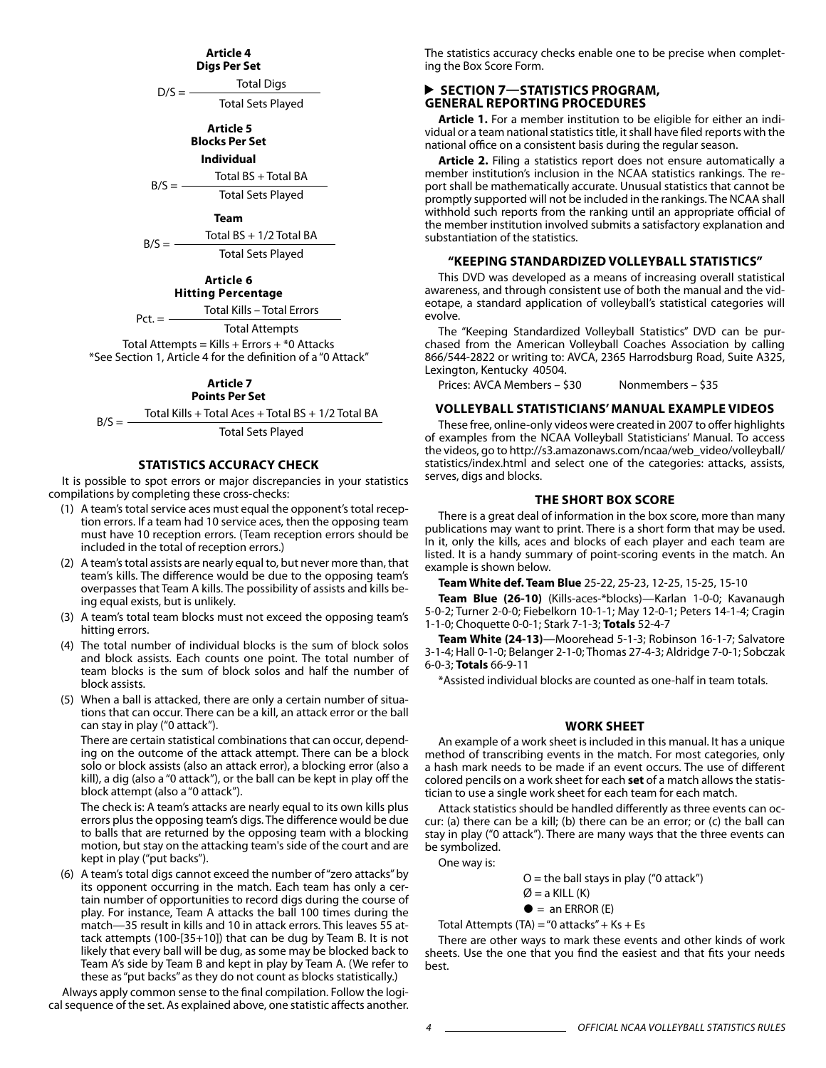### Article 4
### Digs Per Set

$$D/S = \frac{\text{Total Digs}}{\text{Total Sets Played}}$$

### Article 5
### Blocks Per Set

**Individual**

$$B/S = \frac{\text{Total BS + Total BA}}{\text{Total Sets Played}}$$

**Team**

$$B/S = \frac{\text{Total BS + 1/2 Total BA}}{\text{Total Sets Played}}$$

### Article 6
### Hitting Percentage

$$Pct. = \frac{\text{Total Kills – Total Errors}}{\text{Total Attempts}}$$

Total Attempts = Kills + Errors + *0 Attacks
*See Section 1, Article 4 for the definition of a "0 Attack"

### Article 7
### Points Per Set

$$B/S = \frac{\text{Total Kills + Total Aces + Total BS + 1/2 Total BA}}{\text{Total Sets Played}}$$

### STATISTICS ACCURACY CHECK

It is possible to spot errors or major discrepancies in your statistics compilations by completing these cross-checks:

(1) A team's total service aces must equal the opponent's total reception errors. If a team had 10 service aces, then the opposing team must have 10 reception errors. (Team reception errors should be included in the total of reception errors.)

(2) A team's total assists are nearly equal to, but never more than, that team's kills. The difference would be due to the opposing team's overpasses that Team A kills. The possibility of assists and kills being equal exists, but is unlikely.

(3) A team's total team blocks must not exceed the opposing team's hitting errors.

(4) The total number of individual blocks is the sum of block solos and block assists. Each counts one point. The total number of team blocks is the sum of block solos and half the number of block assists.

(5) When a ball is attacked, there are only a certain number of situations that can occur. There can be a kill, an attack error or the ball can stay in play ("0 attack").

There are certain statistical combinations that can occur, depending on the outcome of the attack attempt. There can be a block solo or block assists (also an attack error), a blocking error (also a kill), a dig (also a "0 attack"), or the ball can be kept in play off the block attempt (also a "0 attack").

The check is: A team's attacks are nearly equal to its own kills plus errors plus the opposing team's digs. The difference would be due to balls that are returned by the opposing team with a blocking motion, but stay on the attacking team's side of the court and are kept in play ("put backs").

(6) A team's total digs cannot exceed the number of "zero attacks" by its opponent occurring in the match. Each team has only a certain number of opportunities to record digs during the course of play. For instance, Team A attacks the ball 100 times during the match—35 result in kills and 10 in attack errors. This leaves 55 attack attempts (100-[35+10]) that can be dug by Team B. It is not likely that every ball will be dug, as some may be blocked back to Team A's side by Team B and kept in play by Team A. (We refer to these as "put backs" as they do not count as blocks statistically.)

Always apply common sense to the final compilation. Follow the logical sequence of the set. As explained above, one statistic affects another.

The statistics accuracy checks enable one to be precise when completing the Box Score Form.

## ▶ SECTION 7—STATISTICS PROGRAM, GENERAL REPORTING PROCEDURES

**Article 1.** For a member institution to be eligible for either an individual or a team national statistics title, it shall have filed reports with the national office on a consistent basis during the regular season.

**Article 2.** Filing a statistics report does not ensure automatically a member institution's inclusion in the NCAA statistics rankings. The report shall be mathematically accurate. Unusual statistics that cannot be promptly supported will not be included in the rankings. The NCAA shall withhold such reports from the ranking until an appropriate official of the member institution involved submits a satisfactory explanation and substantiation of the statistics.

### "KEEPING STANDARDIZED VOLLEYBALL STATISTICS"

This DVD was developed as a means of increasing overall statistical awareness, and through consistent use of both the manual and the videotape, a standard application of volleyball's statistical categories will evolve.

The "Keeping Standardized Volleyball Statistics" DVD can be purchased from the American Volleyball Coaches Association by calling 866/544-2822 or writing to: AVCA, 2365 Harrodsburg Road, Suite A325, Lexington, Kentucky 40504.

Prices: AVCA Members – $30 Nonmembers – $35

### VOLLEYBALL STATISTICIANS' MANUAL EXAMPLE VIDEOS

These free, online-only videos were created in 2007 to offer highlights of examples from the NCAA Volleyball Statisticians' Manual. To access the videos, go to http://s3.amazonaws.com/ncaa/web_video/volleyball/statistics/index.html and select one of the categories: attacks, assists, serves, digs and blocks.

### THE SHORT BOX SCORE

There is a great deal of information in the box score, more than many publications may want to print. There is a short form that may be used. In it, only the kills, aces and blocks of each player and each team are listed. It is a handy summary of point-scoring events in the match. An example is shown below.

**Team White def. Team Blue** 25-22, 25-23, 12-25, 15-25, 15-10

**Team Blue (26-10)** (Kills-aces-*blocks)—Karlan 1-0-0; Kavanaugh 5-0-2; Turner 2-0-0; Fiebelkorn 10-1-1; May 12-0-1; Peters 14-1-4; Cragin 1-1-0; Choquette 0-0-1; Stark 7-1-3; **Totals** 52-4-7

**Team White (24-13)**—Moorehead 5-1-3; Robinson 16-1-7; Salvatore 3-1-4; Hall 0-1-0; Belanger 2-1-0; Thomas 27-4-3; Aldridge 7-0-1; Sobczak 6-0-3; **Totals** 66-9-11

*Assisted individual blocks are counted as one-half in team totals.

### WORK SHEET

An example of a work sheet is included in this manual. It has a unique method of transcribing events in the match. For most categories, only a hash mark needs to be made if an event occurs. The use of different colored pencils on a work sheet for each **set** of a match allows the statistician to use a single work sheet for each team for each match.

Attack statistics should be handled differently as three events can occur: (a) there can be a kill; (b) there can be an error; or (c) the ball can stay in play ("0 attack"). There are many ways that the three events can be symbolized.

One way is:

O = the ball stays in play ("0 attack")
Ø = a KILL (K)
● = an ERROR (E)

Total Attempts (TA) = "0 attacks" + Ks + Es

There are other ways to mark these events and other kinds of work sheets. Use the one that you find the easiest and that fits your needs best.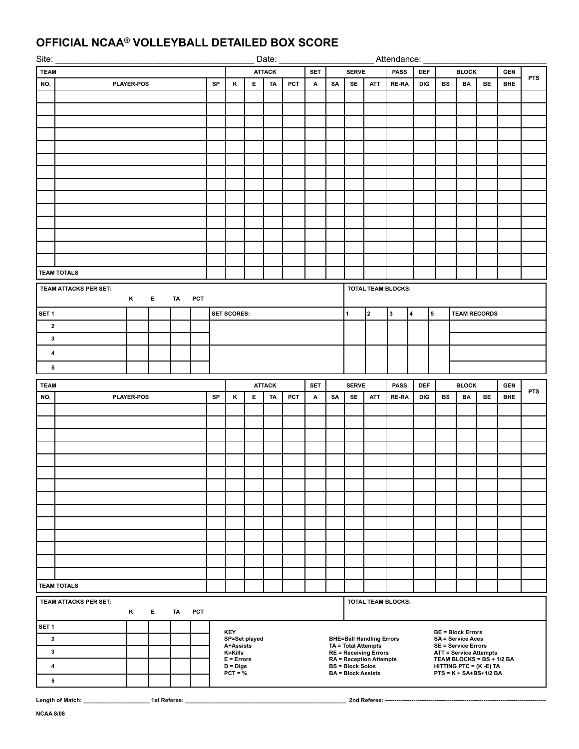# OFFICIAL NCAA® VOLLEYBALL DETAILED BOX SCORE

Site: ________________________________________ Date: ____________________ Attendance: __________________________

| TEAM | | | ATTACK | | | | SET | SERVE | | | PASS | DEF | BLOCK | | | GEN | PTS |
|---|---|---|---|---|---|---|---|---|---|---|---|---|---|---|---|---|---|
| NO. | PLAYER-POS | SP | K | E | TA | PCT | A | SA | SE | ATT | RE-RA | DIG | BS | BA | BE | BHE | |
| | | | | | | | | | | | | | | | | | |
| | | | | | | | | | | | | | | | | | |
| | | | | | | | | | | | | | | | | | |
| | | | | | | | | | | | | | | | | | |
| | | | | | | | | | | | | | | | | | |
| | | | | | | | | | | | | | | | | | |
| | | | | | | | | | | | | | | | | | |
| | | | | | | | | | | | | | | | | | |
| | | | | | | | | | | | | | | | | | |
| | | | | | | | | | | | | | | | | | |
| | | | | | | | | | | | | | | | | | |
| | | | | | | | | | | | | | | | | | |
| | | | | | | | | | | | | | | | | | |
| | | | | | | | | | | | | | | | | | |
| TEAM TOTALS | | | | | | | | | | | | | | | | | |

| TEAM ATTACKS PER SET: | K | E | TA | PCT |
|---|---|---|---|---|
| SET 1 | | | | |
| 2 | | | | |
| 3 | | | | |
| 4 | | | | |
| 5 | | | | |

TOTAL TEAM BLOCKS:

| SET SCORES: | 1 | 2 | 3 | 4 | 5 | TEAM RECORDS |
|---|---|---|---|---|---|---|
| | | | | | | |
| | | | | | | |
| | | | | | | |
| | | | | | | |

| TEAM | | | ATTACK | | | | SET | SERVE | | | PASS | DEF | BLOCK | | | GEN | PTS |
|---|---|---|---|---|---|---|---|---|---|---|---|---|---|---|---|---|---|
| NO. | PLAYER-POS | SP | K | E | TA | PCT | A | SA | SE | ATT | RE-RA | DIG | BS | BA | BE | BHE | |
| | | | | | | | | | | | | | | | | | |
| | | | | | | | | | | | | | | | | | |
| | | | | | | | | | | | | | | | | | |
| | | | | | | | | | | | | | | | | | |
| | | | | | | | | | | | | | | | | | |
| | | | | | | | | | | | | | | | | | |
| | | | | | | | | | | | | | | | | | |
| | | | | | | | | | | | | | | | | | |
| | | | | | | | | | | | | | | | | | |
| | | | | | | | | | | | | | | | | | |
| | | | | | | | | | | | | | | | | | |
| | | | | | | | | | | | | | | | | | |
| | | | | | | | | | | | | | | | | | |
| | | | | | | | | | | | | | | | | | |
| TEAM TOTALS | | | | | | | | | | | | | | | | | |

| TEAM ATTACKS PER SET: | K | E | TA | PCT |
|---|---|---|---|---|
| SET 1 | | | | |
| 2 | | | | |
| 3 | | | | |
| 4 | | | | |
| 5 | | | | |

TOTAL TEAM BLOCKS:

**KEY**
SP=Set played
A+Assists
K=Kills
E = Errors
D = Digs
PCT = %

BHE=Ball Handling Errors
TA = Total Attempts
RE = Receiving Errors
RA = Reception Attempts
BS = Block Solos
BA = Block Assists

BE = Block Errors
SA = Service Aces
SE = Service Errors
ATT = Service Attempts
TEAM BLOCKS = BS + 1/2 BA
HITTING PTC = (K -E) TA
PTS = K + SA+BS+1/2 BA

Length of Match: ____________________ 1st Referee: ________________________________________________ 2nd Referee: --------------------------------------------------------------------------------

NCAA 8/08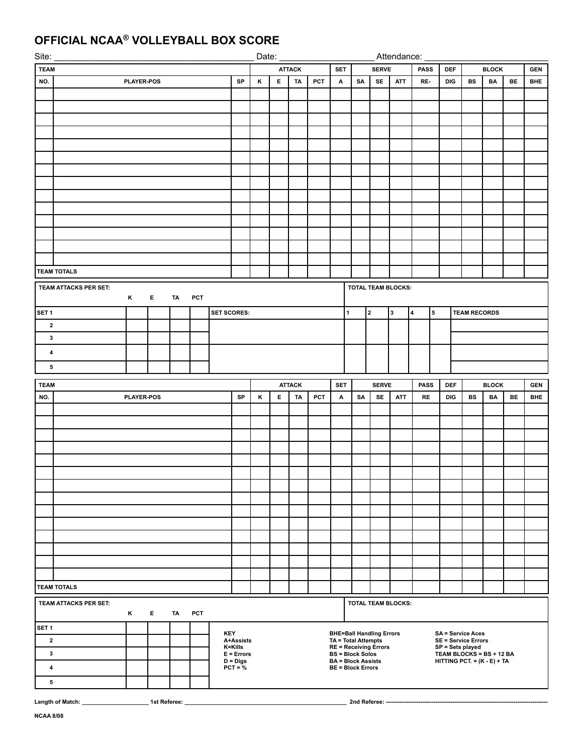# OFFICIAL NCAA® VOLLEYBALL BOX SCORE

Site: ________________________________________ Date: ___________________ Attendance: _________________________

| TEAM | | | ATTACK | | | | SET | SERVE | | | PASS | DEF | BLOCK | | | GEN |
|---|---|---|---|---|---|---|---|---|---|---|---|---|---|---|---|---|
| NO. | PLAYER-POS | SP | K | E | TA | PCT | A | SA | SE | ATT | RE- | DIG | BS | BA | BE | BHE |
| | | | | | | | | | | | | | | | | |
| | | | | | | | | | | | | | | | | |
| | | | | | | | | | | | | | | | | |
| | | | | | | | | | | | | | | | | |
| | | | | | | | | | | | | | | | | |
| | | | | | | | | | | | | | | | | |
| | | | | | | | | | | | | | | | | |
| | | | | | | | | | | | | | | | | |
| | | | | | | | | | | | | | | | | |
| | | | | | | | | | | | | | | | | |
| | | | | | | | | | | | | | | | | |
| | | | | | | | | | | | | | | | | |
| | | | | | | | | | | | | | | | | |
| | | | | | | | | | | | | | | | | |
| TEAM TOTALS | | | | | | | | | | | | | | | | |

| TEAM ATTACKS PER SET: | K | E | TA | PCT | | TOTAL TEAM BLOCKS: | | | | | |
|---|---|---|---|---|---|---|---|---|---|---|---|
| SET 1 | | | | | SET SCORES: | 1 | 2 | 3 | 4 | 5 | TEAM RECORDS |
| 2 | | | | | | | | | | | |
| 3 | | | | | | | | | | | |
| 4 | | | | | | | | | | | |
| 5 | | | | | | | | | | | |

| TEAM | | | ATTACK | | | | SET | SERVE | | | PASS | DEF | BLOCK | | | GEN |
|---|---|---|---|---|---|---|---|---|---|---|---|---|---|---|---|---|
| NO. | PLAYER-POS | SP | K | E | TA | PCT | A | SA | SE | ATT | RE | DIG | BS | BA | BE | BHE |
| | | | | | | | | | | | | | | | | |
| | | | | | | | | | | | | | | | | |
| | | | | | | | | | | | | | | | | |
| | | | | | | | | | | | | | | | | |
| | | | | | | | | | | | | | | | | |
| | | | | | | | | | | | | | | | | |
| | | | | | | | | | | | | | | | | |
| | | | | | | | | | | | | | | | | |
| | | | | | | | | | | | | | | | | |
| | | | | | | | | | | | | | | | | |
| | | | | | | | | | | | | | | | | |
| | | | | | | | | | | | | | | | | |
| | | | | | | | | | | | | | | | | |
| | | | | | | | | | | | | | | | | |
| TEAM TOTALS | | | | | | | | | | | | | | | | |

| TEAM ATTACKS PER SET: | K | E | TA | PCT | TOTAL TEAM BLOCKS: |
|---|---|---|---|---|---|
| SET 1 | | | | | |
| 2 | | | | | |
| 3 | | | | | |
| 4 | | | | | |
| 5 | | | | | |

**KEY**
- A+Assists
- K=Kills
- E = Errors
- D = Digs
- PCT = %
- BHE=Ball Handling Errors
- TA = Total Attempts
- RE = Receiving Errors
- BS = Block Solos
- BA = Block Assists
- BE = Block Errors
- SA = Service Aces
- SE = Service Errors
- SP = Sets played
- TEAM BLOCKS = BS + 12 BA
- HITTING PCT. = (K - E) + TA

Length of Match: ____________________ 1st Referee: __________________________________________________ 2nd Referee: ----------------------------------------------------------------------------------

NCAA 8/08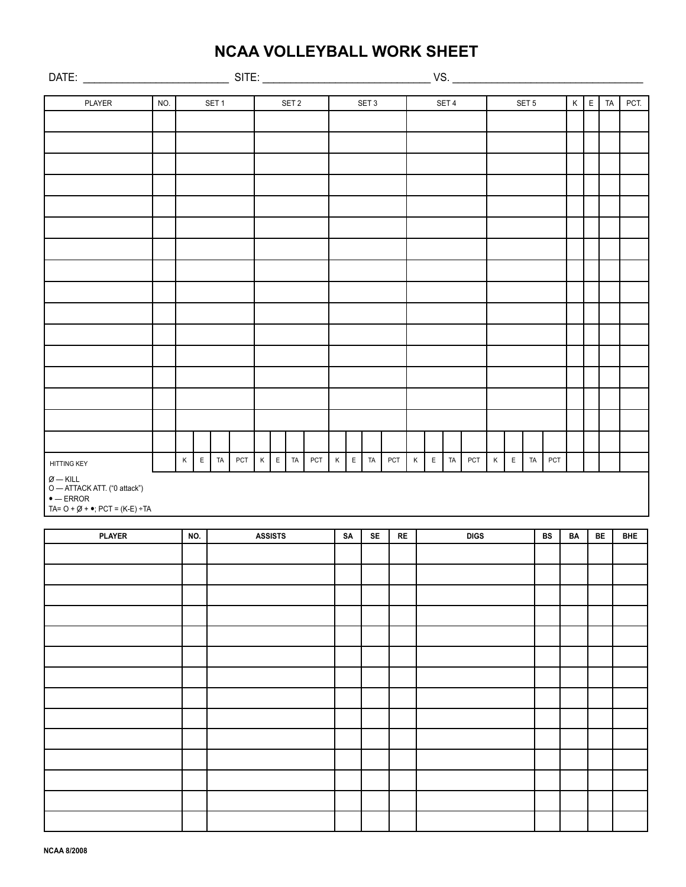# NCAA VOLLEYBALL WORK SHEET

DATE: ________________________ SITE: ____________________________ VS. ________________________________

| PLAYER | NO. | SET 1 | | | | SET 2 | | | | SET 3 | | | | SET 4 | | | | SET 5 | | | | K | E | TA | PCT. |
|---|---|---|---|---|---|---|---|---|---|---|---|---|---|---|---|---|---|---|---|---|---|---|---|---|---|
| | | | | | | | | | | | | | | | | | | | | | | | | | |
| | | | | | | | | | | | | | | | | | | | | | | | | | |
| | | | | | | | | | | | | | | | | | | | | | | | | | |
| | | | | | | | | | | | | | | | | | | | | | | | | | |
| | | | | | | | | | | | | | | | | | | | | | | | | | |
| | | | | | | | | | | | | | | | | | | | | | | | | | |
| | | | | | | | | | | | | | | | | | | | | | | | | | |
| | | | | | | | | | | | | | | | | | | | | | | | | | |
| | | | | | | | | | | | | | | | | | | | | | | | | | |
| | | | | | | | | | | | | | | | | | | | | | | | | | |
| | | | | | | | | | | | | | | | | | | | | | | | | | |
| | | | | | | | | | | | | | | | | | | | | | | | | | |
| | | | | | | | | | | | | | | | | | | | | | | | | | |
| | | | | | | | | | | | | | | | | | | | | | | | | | |
| | | | | | | | | | | | | | | | | | | | | | | | | | |
| | | | | | | | | | | | | | | | | | | | | | | | | | |
| HITTING KEY | | K | E | TA | PCT | K | E | TA | PCT | K | E | TA | PCT | K | E | TA | PCT | K | E | TA | PCT | | | | |

Ø — KILL
O — ATTACK ATT. (“0 attack”)
• — ERROR
TA= O + Ø + •; PCT = (K-E) ÷TA

| PLAYER | NO. | ASSISTS | SA | SE | RE | DIGS | BS | BA | BE | BHE |
|---|---|---|---|---|---|---|---|---|---|---|
| | | | | | | | | | | |
| | | | | | | | | | | |
| | | | | | | | | | | |
| | | | | | | | | | | |
| | | | | | | | | | | |
| | | | | | | | | | | |
| | | | | | | | | | | |
| | | | | | | | | | | |
| | | | | | | | | | | |
| | | | | | | | | | | |
| | | | | | | | | | | |
| | | | | | | | | | | |
| | | | | | | | | | | |
| | | | | | | | | | | |

NCAA 8/2008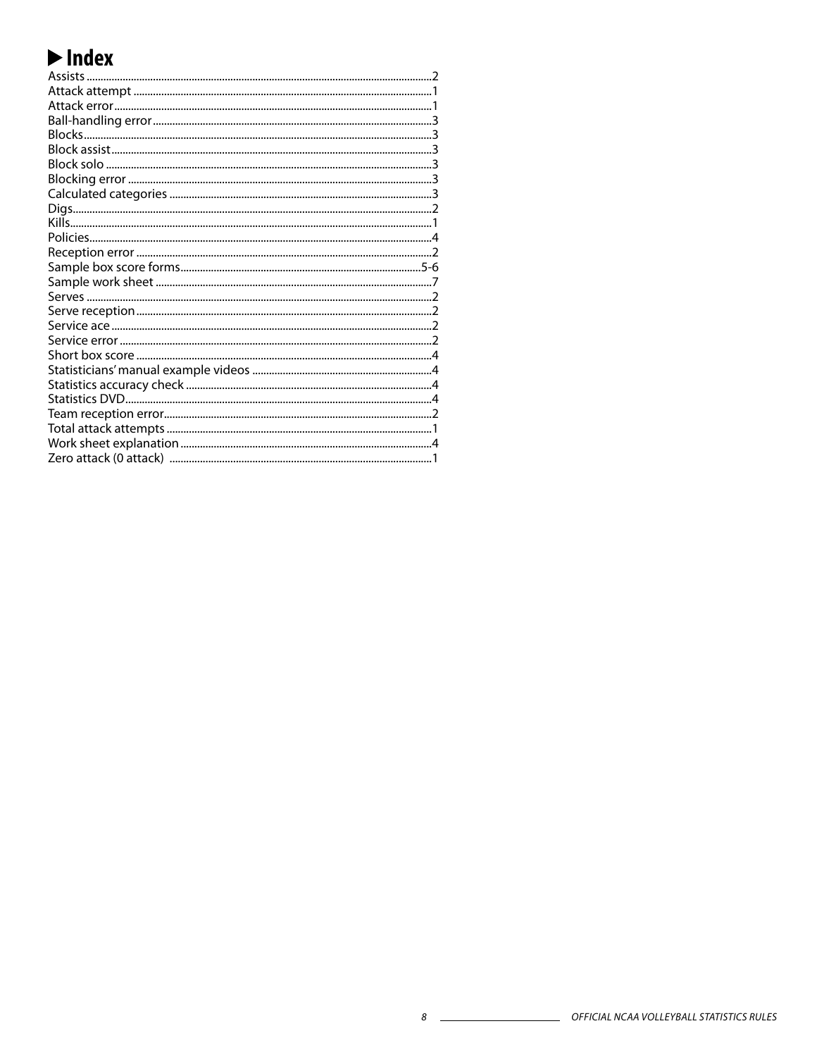# ▶ Index

Assists ........................................................................................................2
Attack attempt ..............................................................................................1
Attack error...................................................................................................1
Ball-handling error.........................................................................................3
Blocks...........................................................................................................3
Block assist...................................................................................................3
Block solo .....................................................................................................3
Blocking error ...............................................................................................3
Calculated categories ...................................................................................3
Digs...............................................................................................................2
Kills...............................................................................................................1
Policies..........................................................................................................4
Reception error .............................................................................................2
Sample box score forms...........................................................................5-6
Sample work sheet ........................................................................................7
Serves ...........................................................................................................2
Serve reception.............................................................................................2
Service ace ....................................................................................................2
Service error .................................................................................................2
Short box score .............................................................................................4
Statisticians' manual example videos ...........................................................4
Statistics accuracy check ..............................................................................4
Statistics DVD................................................................................................4
Team reception error.....................................................................................2
Total attack attempts .....................................................................................1
Work sheet explanation .................................................................................4
Zero attack (0 attack) ....................................................................................1